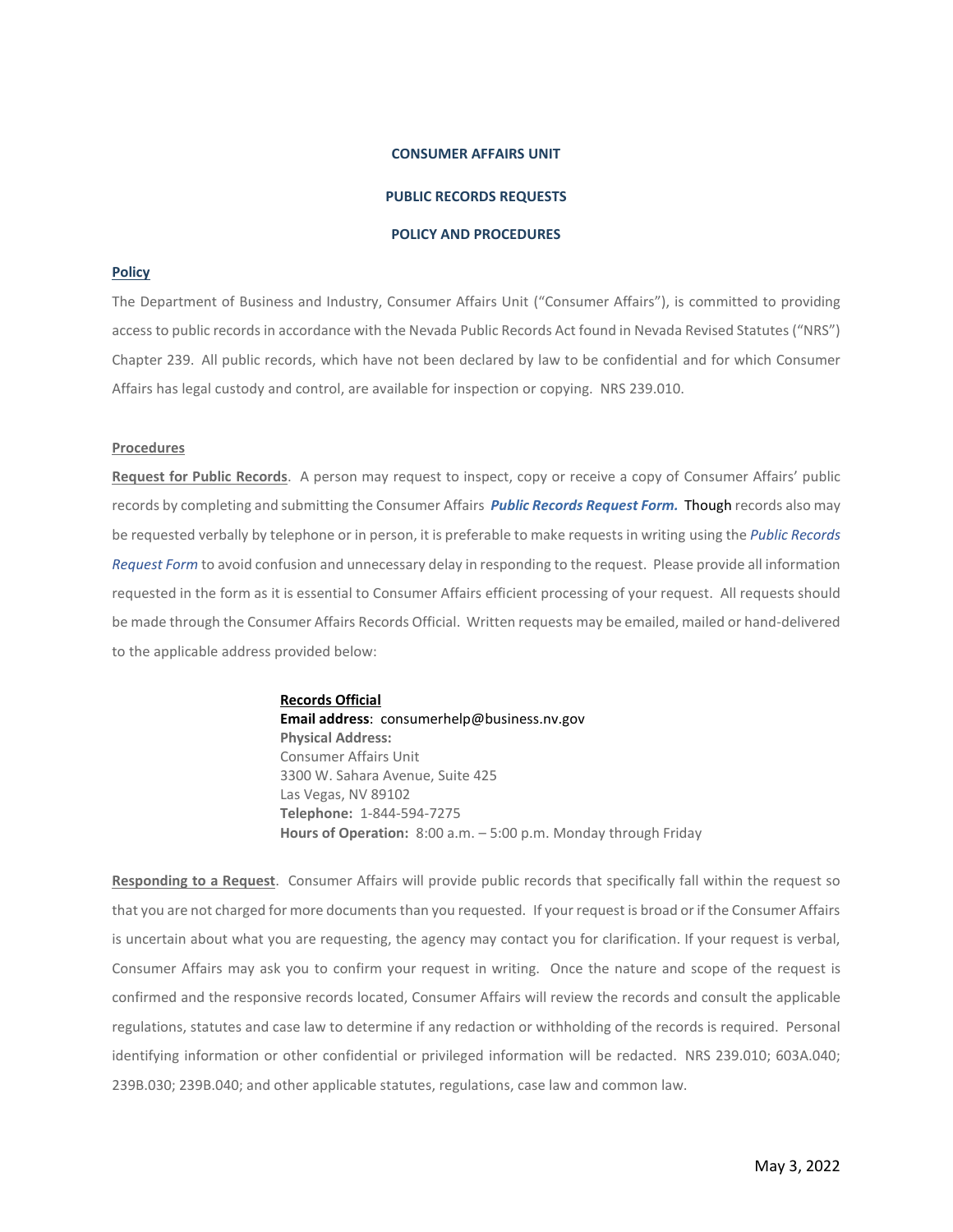**CONSUMER AFFAIRS UNIT**

**PUBLIC RECORDS REQUESTS**

**POLICY AND PROCEDURES**

**Policy**

The Department of Business and Industry, Consumer Affairs Unit ("Consumer Affairs"), is committed to providing access to public records in accordance with the Nevada Public Records Act found in Nevada Revised Statutes ("NRS") Chapter 239. All public records, which have not been declared by law to be confidential and for which Consumer Affairs has legal custody and control, are available for inspection or copying. NRS 239.010.

**Procedures**

**Request for Public Records**. A person may request to inspect, copy or receive a copy of Consumer Affairs' public records by completing and submitting the Consumer Affairs ***Public Records Request Form.*** Though records also may be requested verbally by telephone or in person, it is preferable to make requests in writing using the *Public Records Request Form* to avoid confusion and unnecessary delay in responding to the request. Please provide all information requested in the form as it is essential to Consumer Affairs efficient processing of your request. All requests should be made through the Consumer Affairs Records Official. Written requests may be emailed, mailed or hand-delivered to the applicable address provided below:

**Records Official**
**Email address**: consumerhelp@business.nv.gov
**Physical Address:**
Consumer Affairs Unit
3300 W. Sahara Avenue, Suite 425
Las Vegas, NV 89102
**Telephone:** 1-844-594-7275
**Hours of Operation:** 8:00 a.m. – 5:00 p.m. Monday through Friday

**Responding to a Request**. Consumer Affairs will provide public records that specifically fall within the request so that you are not charged for more documents than you requested. If your request is broad or if the Consumer Affairs is uncertain about what you are requesting, the agency may contact you for clarification. If your request is verbal, Consumer Affairs may ask you to confirm your request in writing. Once the nature and scope of the request is confirmed and the responsive records located, Consumer Affairs will review the records and consult the applicable regulations, statutes and case law to determine if any redaction or withholding of the records is required. Personal identifying information or other confidential or privileged information will be redacted. NRS 239.010; 603A.040; 239B.030; 239B.040; and other applicable statutes, regulations, case law and common law.

May 3, 2022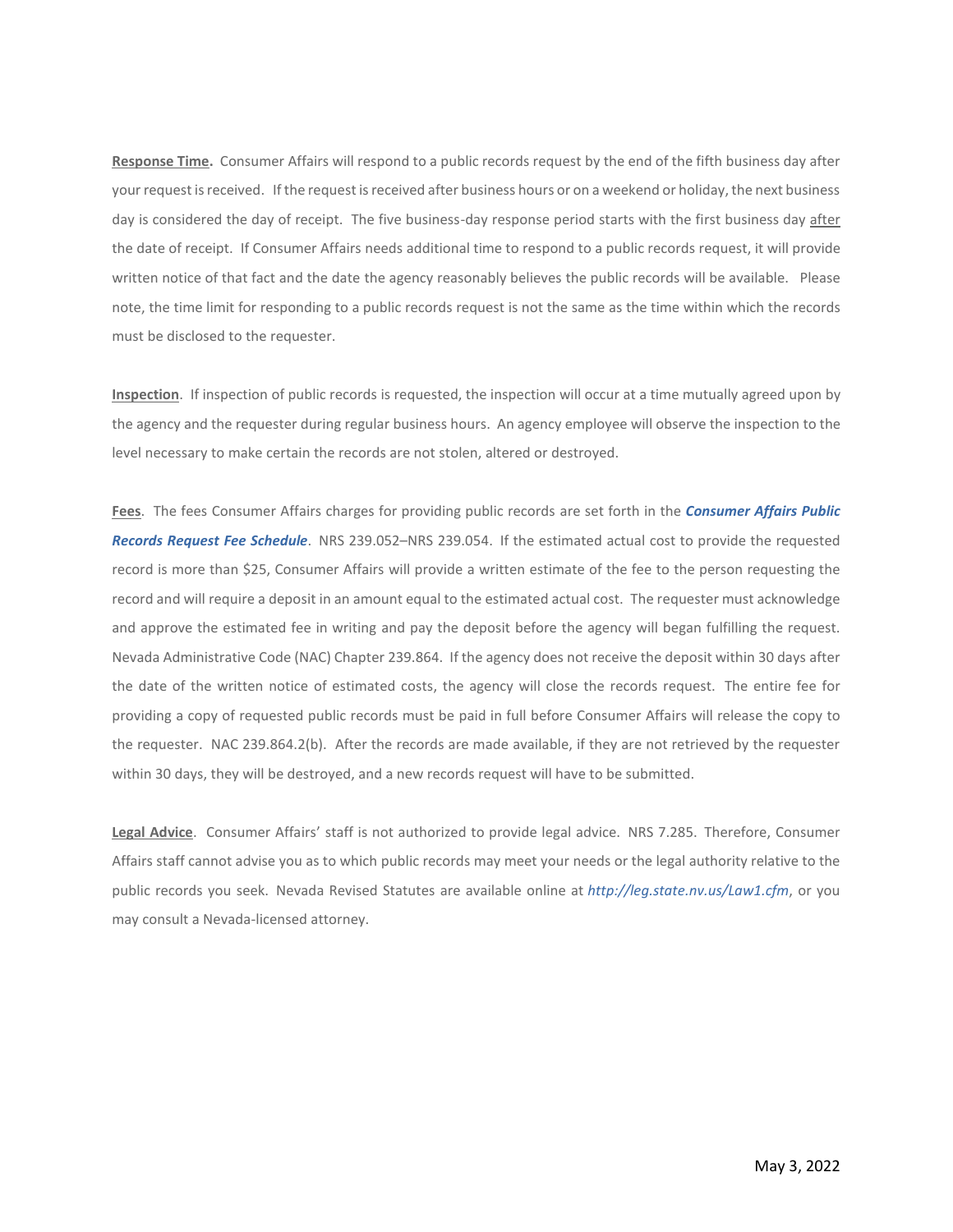**Response Time.** Consumer Affairs will respond to a public records request by the end of the fifth business day after your request is received. If the request is received after business hours or on a weekend or holiday, the next business day is considered the day of receipt. The five business-day response period starts with the first business day after the date of receipt. If Consumer Affairs needs additional time to respond to a public records request, it will provide written notice of that fact and the date the agency reasonably believes the public records will be available. Please note, the time limit for responding to a public records request is not the same as the time within which the records must be disclosed to the requester.

**Inspection**. If inspection of public records is requested, the inspection will occur at a time mutually agreed upon by the agency and the requester during regular business hours. An agency employee will observe the inspection to the level necessary to make certain the records are not stolen, altered or destroyed.

**Fees**. The fees Consumer Affairs charges for providing public records are set forth in the ***Consumer Affairs Public Records Request Fee Schedule***. NRS 239.052–NRS 239.054. If the estimated actual cost to provide the requested record is more than $25, Consumer Affairs will provide a written estimate of the fee to the person requesting the record and will require a deposit in an amount equal to the estimated actual cost. The requester must acknowledge and approve the estimated fee in writing and pay the deposit before the agency will began fulfilling the request. Nevada Administrative Code (NAC) Chapter 239.864. If the agency does not receive the deposit within 30 days after the date of the written notice of estimated costs, the agency will close the records request. The entire fee for providing a copy of requested public records must be paid in full before Consumer Affairs will release the copy to the requester. NAC 239.864.2(b). After the records are made available, if they are not retrieved by the requester within 30 days, they will be destroyed, and a new records request will have to be submitted.

**Legal Advice**. Consumer Affairs' staff is not authorized to provide legal advice. NRS 7.285. Therefore, Consumer Affairs staff cannot advise you as to which public records may meet your needs or the legal authority relative to the public records you seek. Nevada Revised Statutes are available online at *http://leg.state.nv.us/Law1.cfm*, or you may consult a Nevada-licensed attorney.

May 3, 2022